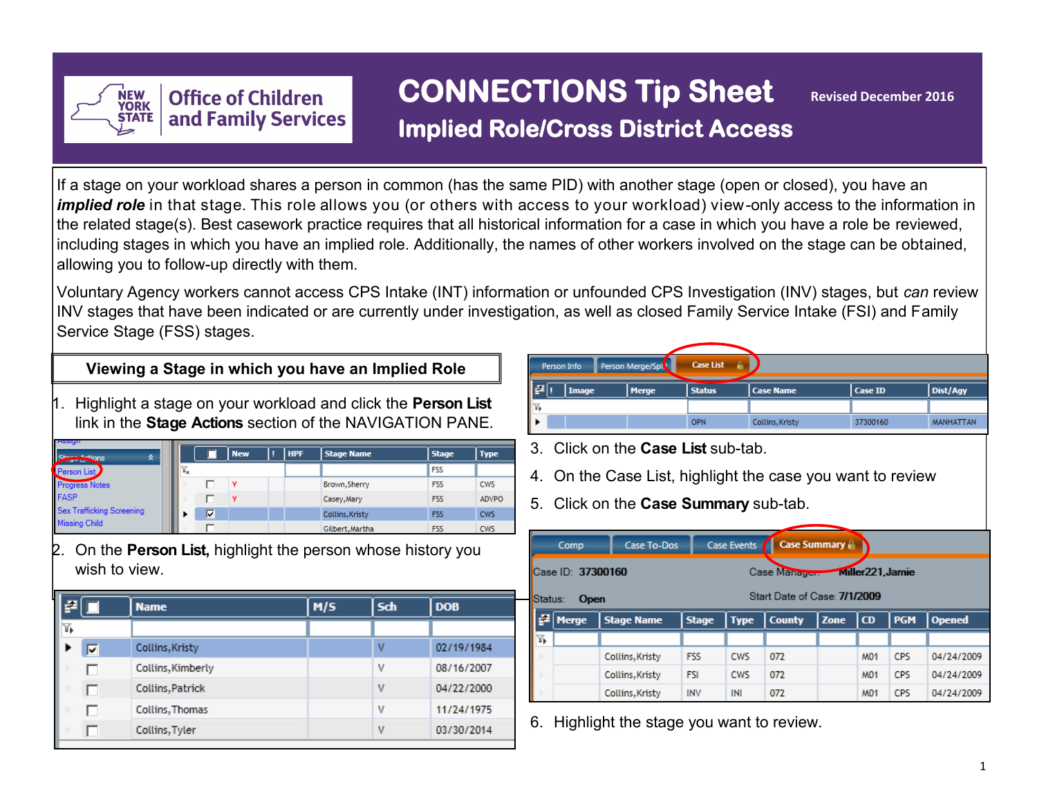# CONNECTIONS Tip Sheet

## Implied Role/Cross District Access

Revised December 2016

If a stage on your workload shares a person in common (has the same PID) with another stage (open or closed), you have an ***implied role*** in that stage. This role allows you (or others with access to your workload) view-only access to the information in the related stage(s). Best casework practice requires that all historical information for a case in which you have a role be reviewed, including stages in which you have an implied role. Additionally, the names of other workers involved on the stage can be obtained, allowing you to follow-up directly with them.

Voluntary Agency workers cannot access CPS Intake (INT) information or unfounded CPS Investigation (INV) stages, but *can* review INV stages that have been indicated or are currently under investigation, as well as closed Family Service Intake (FSI) and Family Service Stage (FSS) stages.

### Viewing a Stage in which you have an Implied Role

1. Highlight a stage on your workload and click the **Person List** link in the **Stage Actions** section of the NAVIGATION PANE.

| New | ! | HPF | Stage Name | Stage | Type |
|---|---|---|---|---|---|
| | Y | | Brown,Sherry | FSS | CWS |
| | Y | | Casey,Mary | FSS | ADVPO |
| | | | Collins,Kristy | FSS | CWS |
| | | | Gilbert,Martha | FSS | CWS |

2. On the **Person List,** highlight the person whose history you wish to view.

| Name | M/S | Sch | DOB |
|---|---|---|---|
| Collins,Kristy | | V | 02/19/1984 |
| Collins,Kimberly | | V | 08/16/2007 |
| Collins,Patrick | | V | 04/22/2000 |
| Collins,Thomas | | V | 11/24/1975 |
| Collins,Tyler | | V | 03/30/2014 |

| Image | Merge | Status | Case Name | Case ID | Dist/Agy |
|---|---|---|---|---|---|
| | | OPN | Collins,Kristy | 37300160 | MANHATTAN |

3. Click on the **Case List** sub-tab.
4. On the Case List, highlight the case you want to review
5. Click on the **Case Summary** sub-tab.

Case ID: 37300160 Case Manager: Miller221,Jamie

Status: Open Start Date of Case: 7/1/2009

| Merge | Stage Name | Stage | Type | County | Zone | CD | PGM | Opened |
|---|---|---|---|---|---|---|---|---|
| | Collins,Kristy | FSS | CWS | 072 | | M01 | CPS | 04/24/2009 |
| | Collins,Kristy | FSI | CWS | 072 | | M01 | CPS | 04/24/2009 |
| | Collins,Kristy | INV | INI | 072 | | M01 | CPS | 04/24/2009 |

6. Highlight the stage you want to review.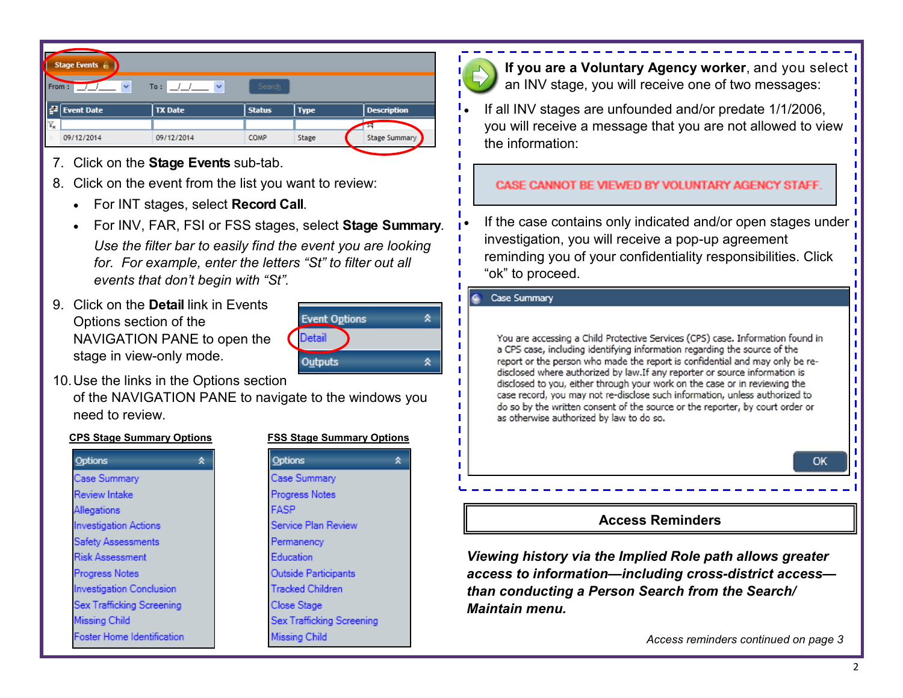| Event Date | TX Date | Status | Type | Description |
| --- | --- | --- | --- | --- |
| 09/12/2014 | 09/12/2014 | COMP | Stage | Stage Summary |

7. Click on the **Stage Events** sub-tab.
8. Click on the event from the list you want to review:
   - For INT stages, select **Record Call**.
   - For INV, FAR, FSI or FSS stages, select **Stage Summary**.

     *Use the filter bar to easily find the event you are looking for. For example, enter the letters "St" to filter out all events that don't begin with "St".*
9. Click on the **Detail** link in Events Options section of the NAVIGATION PANE to open the stage in view-only mode.
10. Use the links in the Options section of the NAVIGATION PANE to navigate to the windows you need to review.

**CPS Stage Summary Options**

- Case Summary
- Review Intake
- Allegations
- Investigation Actions
- Safety Assessments
- Risk Assessment
- Progress Notes
- Investigation Conclusion
- Sex Trafficking Screening
- Missing Child
- Foster Home Identification

**FSS Stage Summary Options**

- Case Summary
- Progress Notes
- FASP
- Service Plan Review
- Permanency
- Education
- Outside Participants
- Tracked Children
- Close Stage
- Sex Trafficking Screening
- Missing Child

**If you are a Voluntary Agency worker**, and you select an INV stage, you will receive one of two messages:

- If all INV stages are unfounded and/or predate 1/1/2006, you will receive a message that you are not allowed to view the information:

  CASE CANNOT BE VIEWED BY VOLUNTARY AGENCY STAFF.

- If the case contains only indicated and/or open stages under investigation, you will receive a pop-up agreement reminding you of your confidentiality responsibilities. Click "ok" to proceed.

  **Case Summary**

  You are accessing a Child Protective Services (CPS) case. Information found in a CPS case, including identifying information regarding the source of the report or the person who made the report is confidential and may only be re-disclosed where authorized by law.If any reporter or source information is disclosed to you, either through your work on the case or in reviewing the case record, you may not re-disclose such information, unless authorized to do so by the written consent of the source or the reporter, by court order or as otherwise authorized by law to do so.

  OK

## Access Reminders

***Viewing history via the Implied Role path allows greater access to information—including cross-district access—than conducting a Person Search from the Search/ Maintain menu.***

*Access reminders continued on page 3*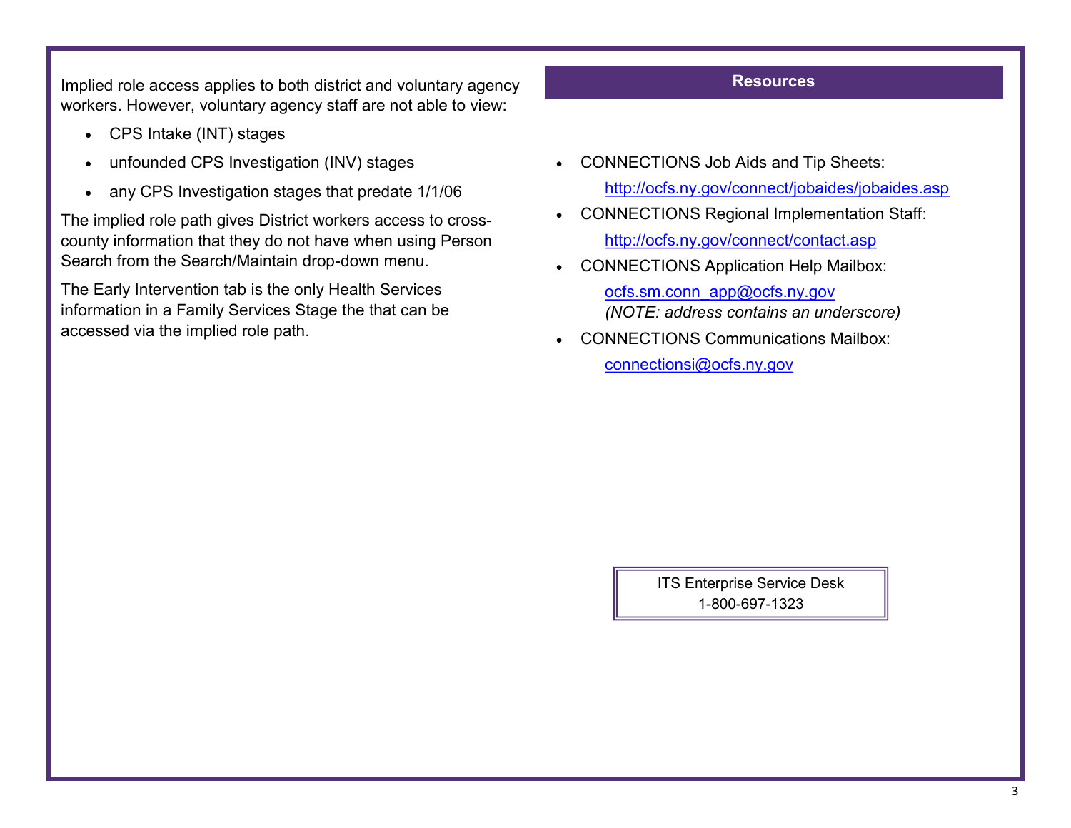Implied role access applies to both district and voluntary agency workers. However, voluntary agency staff are not able to view:

- CPS Intake (INT) stages
- unfounded CPS Investigation (INV) stages
- any CPS Investigation stages that predate 1/1/06

The implied role path gives District workers access to cross-county information that they do not have when using Person Search from the Search/Maintain drop-down menu.

The Early Intervention tab is the only Health Services information in a Family Services Stage the that can be accessed via the implied role path.

## Resources

- CONNECTIONS Job Aids and Tip Sheets:
  http://ocfs.ny.gov/connect/jobaides/jobaides.asp
- CONNECTIONS Regional Implementation Staff:
  http://ocfs.ny.gov/connect/contact.asp
- CONNECTIONS Application Help Mailbox:
  ocfs.sm.conn_app@ocfs.ny.gov
  *(NOTE: address contains an underscore)*
- CONNECTIONS Communications Mailbox:
  connectionsi@ocfs.ny.gov

ITS Enterprise Service Desk
1-800-697-1323